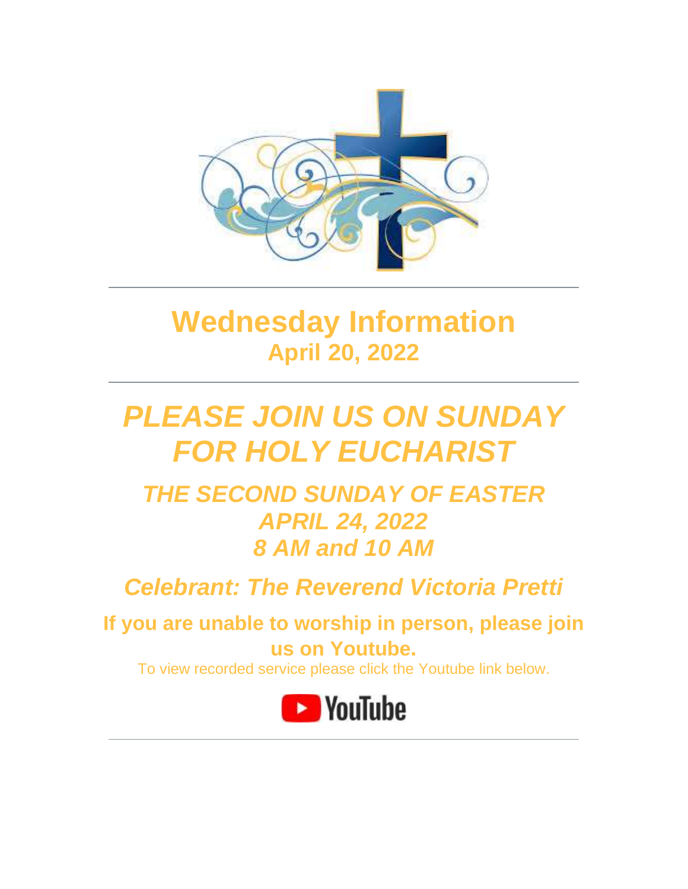---

# Wednesday Information

## April 20, 2022

---

# *PLEASE JOIN US ON SUNDAY FOR HOLY EUCHARIST*

## *THE SECOND SUNDAY OF EASTER*
## *APRIL 24, 2022*
## *8 AM and 10 AM*

## *Celebrant: The Reverend Victoria Pretti*

**If you are unable to worship in person, please join us on Youtube.**

To view recorded service please click the Youtube link below.

YouTube

---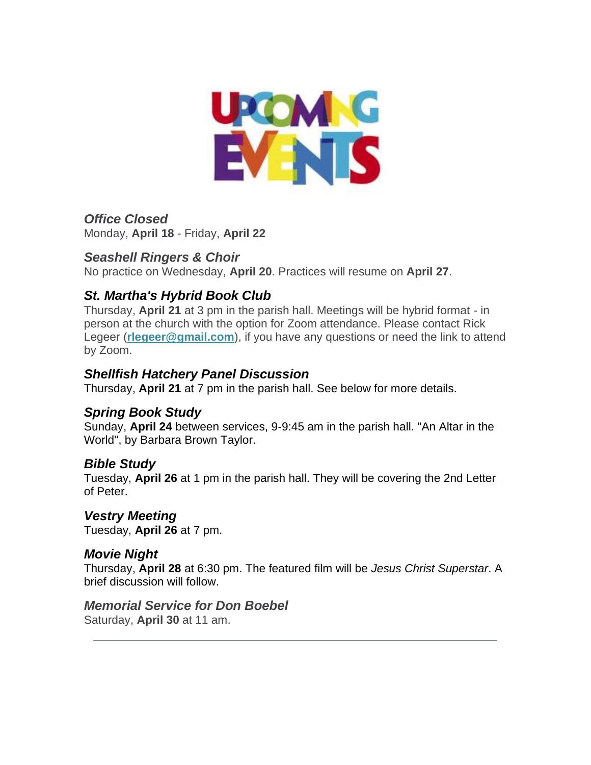# UPCOMING EVENTS

### ***Office Closed***
Monday, **April 18** - Friday, **April 22**

### ***Seashell Ringers & Choir***
No practice on Wednesday, **April 20**. Practices will resume on **April 27**.

### ***St. Martha's Hybrid Book Club***
Thursday, **April 21** at 3 pm in the parish hall. Meetings will be hybrid format - in person at the church with the option for Zoom attendance. Please contact Rick Legeer (**rlegeer@gmail.com**), if you have any questions or need the link to attend by Zoom.

### ***Shellfish Hatchery Panel Discussion***
Thursday, **April 21** at 7 pm in the parish hall. See below for more details.

### ***Spring Book Study***
Sunday, **April 24** between services, 9-9:45 am in the parish hall. "An Altar in the World", by Barbara Brown Taylor.

### ***Bible Study***
Tuesday, **April 26** at 1 pm in the parish hall. They will be covering the 2nd Letter of Peter.

### ***Vestry Meeting***
Tuesday, **April 26** at 7 pm.

### ***Movie Night***
Thursday, **April 28** at 6:30 pm. The featured film will be *Jesus Christ Superstar*. A brief discussion will follow.

### ***Memorial Service for Don Boebel***
Saturday, **April 30** at 11 am.

---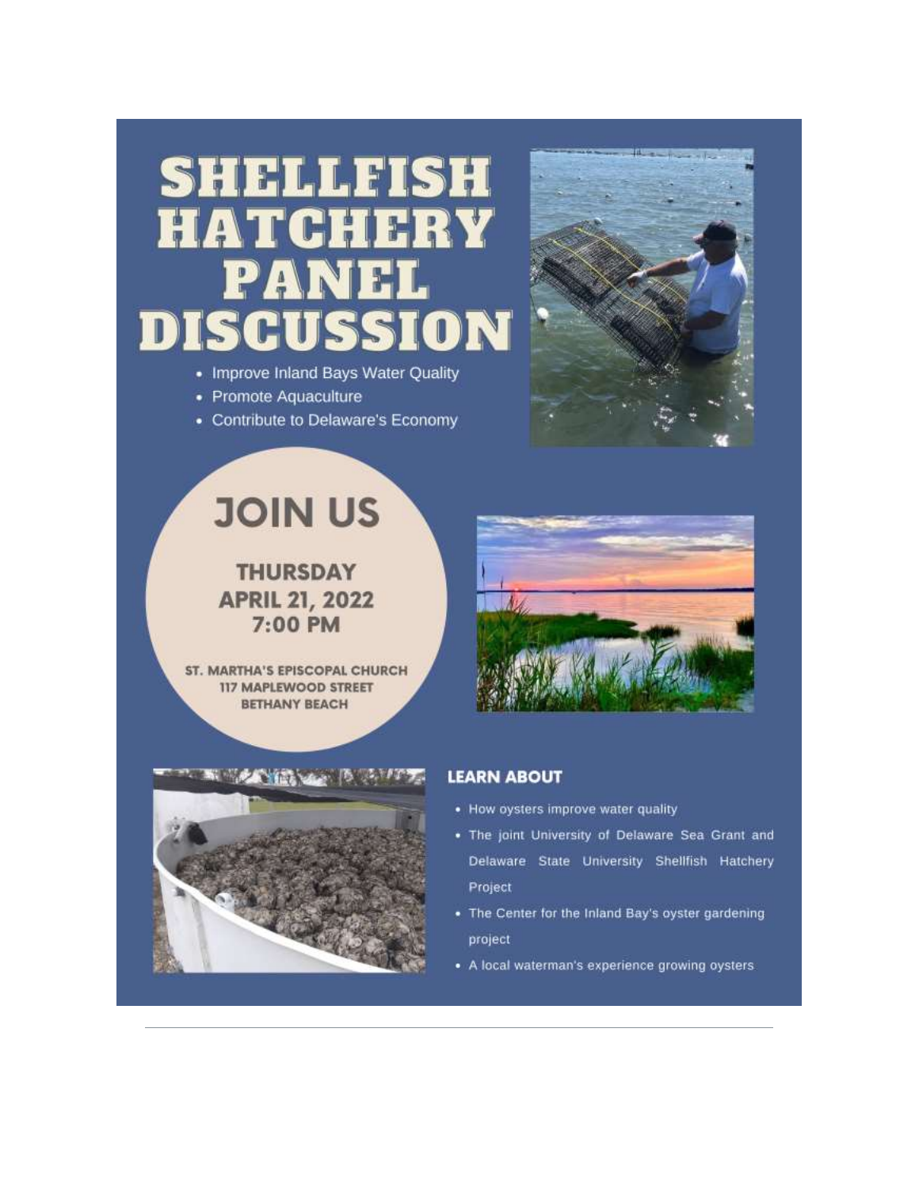# SHELLFISH HATCHERY PANEL DISCUSSION

- Improve Inland Bays Water Quality
- Promote Aquaculture
- Contribute to Delaware's Economy

## JOIN US

**THURSDAY**
**APRIL 21, 2022**
**7:00 PM**

**ST. MARTHA'S EPISCOPAL CHURCH**
**117 MAPLEWOOD STREET**
**BETHANY BEACH**

## LEARN ABOUT

- How oysters improve water quality
- The joint University of Delaware Sea Grant and Delaware State University Shellfish Hatchery Project
- The Center for the Inland Bay's oyster gardening project
- A local waterman's experience growing oysters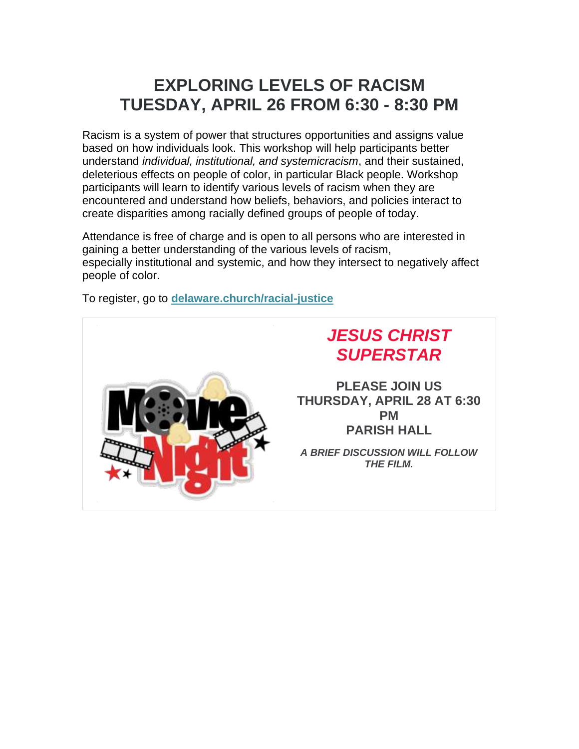# EXPLORING LEVELS OF RACISM
# TUESDAY, APRIL 26 FROM 6:30 - 8:30 PM

Racism is a system of power that structures opportunities and assigns value based on how individuals look. This workshop will help participants better understand *individual, institutional, and systemicracism*, and their sustained, deleterious effects on people of color, in particular Black people. Workshop participants will learn to identify various levels of racism when they are encountered and understand how beliefs, behaviors, and policies interact to create disparities among racially defined groups of people of today.

Attendance is free of charge and is open to all persons who are interested in gaining a better understanding of the various levels of racism, especially institutional and systemic, and how they intersect to negatively affect people of color.

To register, go to **delaware.church/racial-justice**

## *JESUS CHRIST SUPERSTAR*

**PLEASE JOIN US**
**THURSDAY, APRIL 28 AT 6:30 PM**
**PARISH HALL**

***A BRIEF DISCUSSION WILL FOLLOW THE FILM.***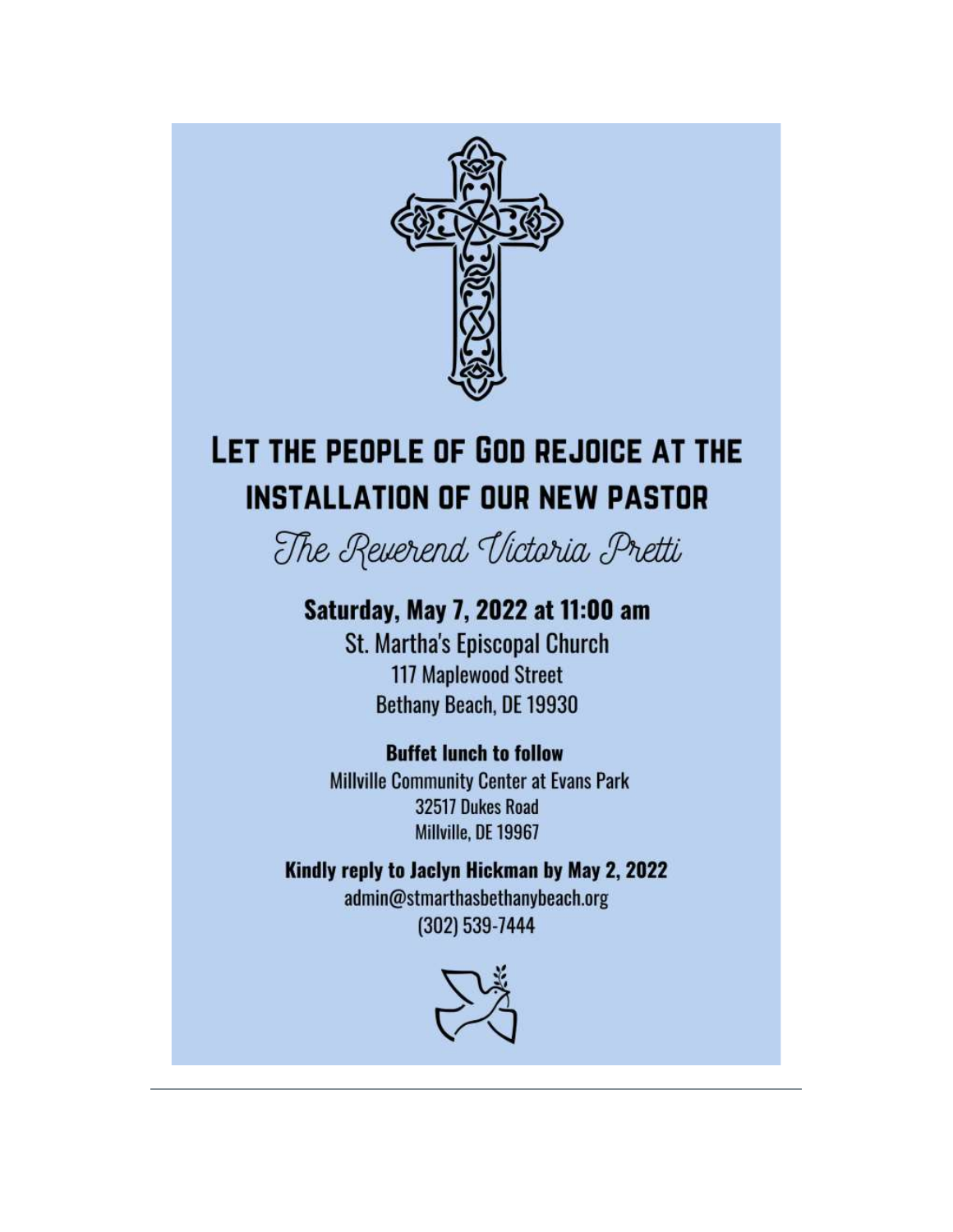# Let the People of God Rejoice at the Installation of Our New Pastor

*The Reverend Victoria Pretti*

**Saturday, May 7, 2022 at 11:00 am**

St. Martha's Episcopal Church
117 Maplewood Street
Bethany Beach, DE 19930

**Buffet lunch to follow**

Millville Community Center at Evans Park
32517 Dukes Road
Millville, DE 19967

**Kindly reply to Jaclyn Hickman by May 2, 2022**

admin@stmarthasbethanybeach.org
(302) 539-7444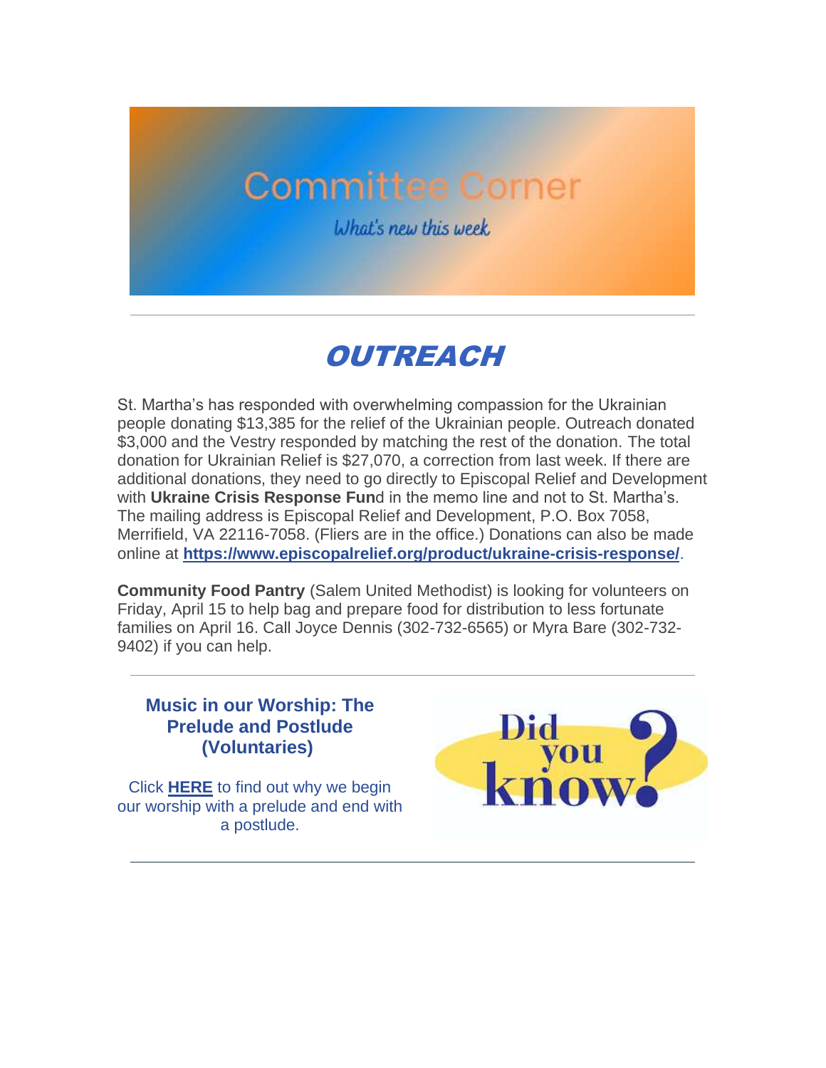# Committee Corner

*What's new this week*

---

## *OUTREACH*

St. Martha's has responded with overwhelming compassion for the Ukrainian people donating $13,385 for the relief of the Ukrainian people. Outreach donated $3,000 and the Vestry responded by matching the rest of the donation. The total donation for Ukrainian Relief is $27,070, a correction from last week. If there are additional donations, they need to go directly to Episcopal Relief and Development with **Ukraine Crisis Response Fun**d in the memo line and not to St. Martha's. The mailing address is Episcopal Relief and Development, P.O. Box 7058, Merrifield, VA 22116-7058. (Fliers are in the office.) Donations can also be made online at **https://www.episcopalrelief.org/product/ukraine-crisis-response/**.

**Community Food Pantry** (Salem United Methodist) is looking for volunteers on Friday, April 15 to help bag and prepare food for distribution to less fortunate families on April 16. Call Joyce Dennis (302-732-6565) or Myra Bare (302-732-9402) if you can help.

---

### Music in our Worship: The Prelude and Postlude (Voluntaries)

Click **HERE** to find out why we begin our worship with a prelude and end with a postlude.

Did you know?

---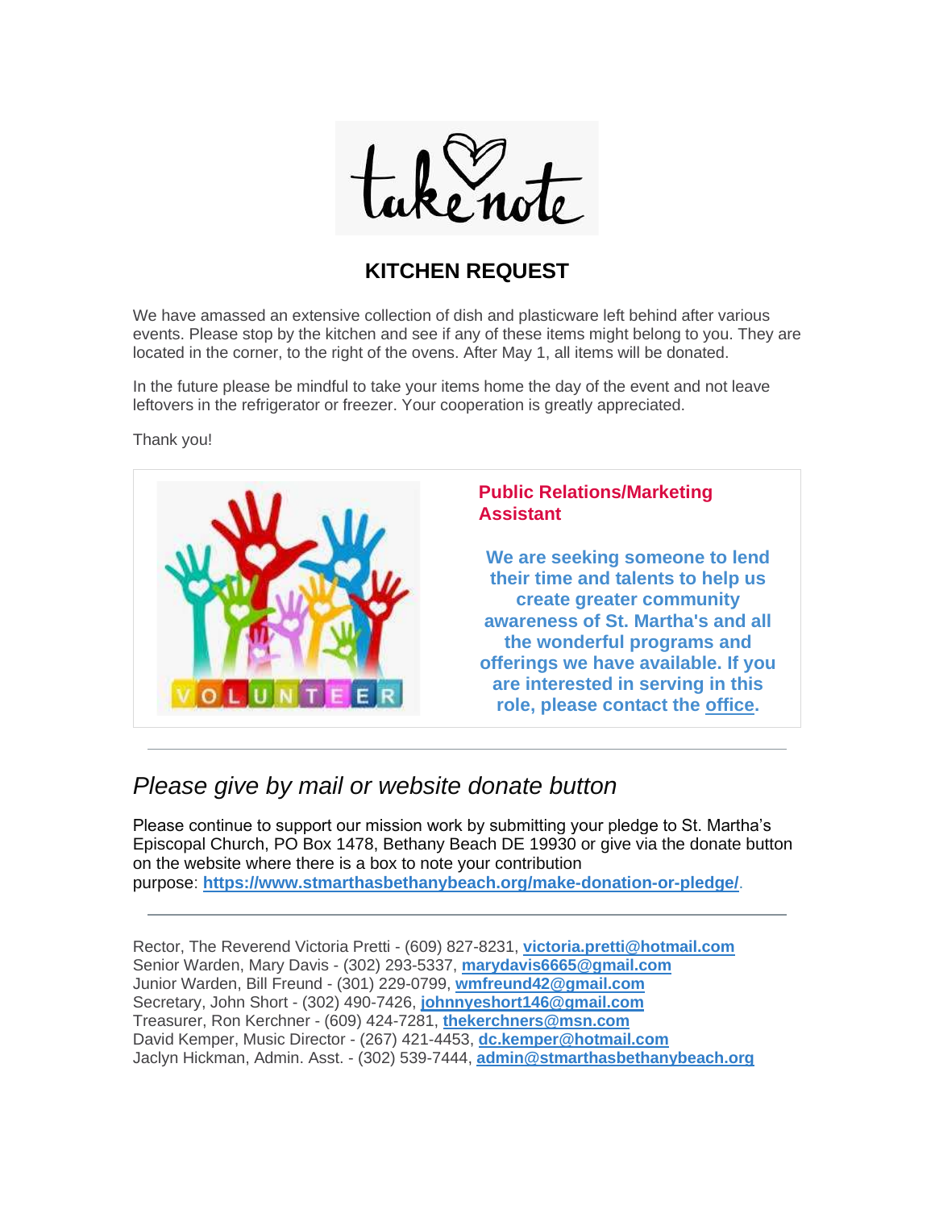take note

## KITCHEN REQUEST

We have amassed an extensive collection of dish and plasticware left behind after various events. Please stop by the kitchen and see if any of these items might belong to you. They are located in the corner, to the right of the ovens. After May 1, all items will be donated.

In the future please be mindful to take your items home the day of the event and not leave leftovers in the refrigerator or freezer. Your cooperation is greatly appreciated.

Thank you!

**Public Relations/Marketing Assistant**

**We are seeking someone to lend their time and talents to help us create greater community awareness of St. Martha's and all the wonderful programs and offerings we have available. If you are interested in serving in this role, please contact the office.**

---

## *Please give by mail or website donate button*

Please continue to support our mission work by submitting your pledge to St. Martha's Episcopal Church, PO Box 1478, Bethany Beach DE 19930 or give via the donate button on the website where there is a box to note your contribution purpose: **https://www.stmarthasbethanybeach.org/make-donation-or-pledge/**.

---

Rector, The Reverend Victoria Pretti - (609) 827-8231, **victoria.pretti@hotmail.com**
Senior Warden, Mary Davis - (302) 293-5337, **marydavis6665@gmail.com**
Junior Warden, Bill Freund - (301) 229-0799, **wmfreund42@gmail.com**
Secretary, John Short - (302) 490-7426, **johnnyeshort146@gmail.com**
Treasurer, Ron Kerchner - (609) 424-7281, **thekerchners@msn.com**
David Kemper, Music Director - (267) 421-4453, **dc.kemper@hotmail.com**
Jaclyn Hickman, Admin. Asst. - (302) 539-7444, **admin@stmarthasbethanybeach.org**